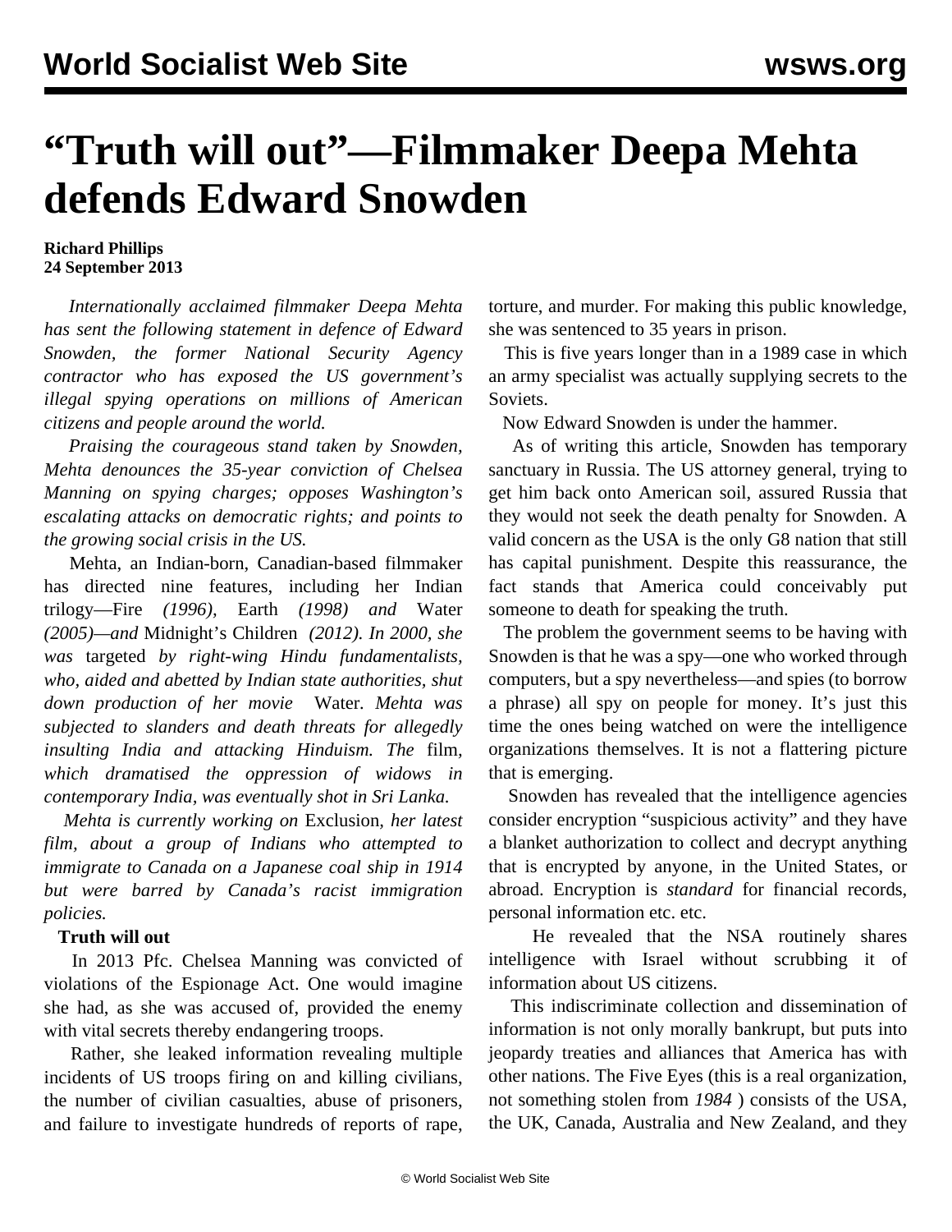# "Truth will out"—Filmmaker Deepa Mehta defends Edward Snowden

**Richard Phillips**
**24 September 2013**

*Internationally acclaimed filmmaker Deepa Mehta has sent the following statement in defence of Edward Snowden, the former National Security Agency contractor who has exposed the US government's illegal spying operations on millions of American citizens and people around the world.*

*Praising the courageous stand taken by Snowden, Mehta denounces the 35-year conviction of Chelsea Manning on spying charges; opposes Washington's escalating attacks on democratic rights; and points to the growing social crisis in the US.*

Mehta, an Indian-born, Canadian-based filmmaker has directed nine features, including her Indian trilogy—Fire *(1996),* Earth *(1998) and* Water *(2005)—and* Midnight's Children *(2012). In 2000, she was* targeted *by right-wing Hindu fundamentalists, who, aided and abetted by Indian state authorities, shut down production of her movie* Water. *Mehta was subjected to slanders and death threats for allegedly insulting India and attacking Hinduism. The* film, *which dramatised the oppression of widows in contemporary India, was eventually shot in Sri Lanka.*

*Mehta is currently working on* Exclusion, *her latest film, about a group of Indians who attempted to immigrate to Canada on a Japanese coal ship in 1914 but were barred by Canada's racist immigration policies.*

**Truth will out**

In 2013 Pfc. Chelsea Manning was convicted of violations of the Espionage Act. One would imagine she had, as she was accused of, provided the enemy with vital secrets thereby endangering troops.

Rather, she leaked information revealing multiple incidents of US troops firing on and killing civilians, the number of civilian casualties, abuse of prisoners, and failure to investigate hundreds of reports of rape, torture, and murder. For making this public knowledge, she was sentenced to 35 years in prison.

This is five years longer than in a 1989 case in which an army specialist was actually supplying secrets to the Soviets.

Now Edward Snowden is under the hammer.

As of writing this article, Snowden has temporary sanctuary in Russia. The US attorney general, trying to get him back onto American soil, assured Russia that they would not seek the death penalty for Snowden. A valid concern as the USA is the only G8 nation that still has capital punishment. Despite this reassurance, the fact stands that America could conceivably put someone to death for speaking the truth.

The problem the government seems to be having with Snowden is that he was a spy—one who worked through computers, but a spy nevertheless—and spies (to borrow a phrase) all spy on people for money. It's just this time the ones being watched on were the intelligence organizations themselves. It is not a flattering picture that is emerging.

Snowden has revealed that the intelligence agencies consider encryption "suspicious activity" and they have a blanket authorization to collect and decrypt anything that is encrypted by anyone, in the United States, or abroad. Encryption is *standard* for financial records, personal information etc. etc.

He revealed that the NSA routinely shares intelligence with Israel without scrubbing it of information about US citizens.

This indiscriminate collection and dissemination of information is not only morally bankrupt, but puts into jeopardy treaties and alliances that America has with other nations. The Five Eyes (this is a real organization, not something stolen from *1984* ) consists of the USA, the UK, Canada, Australia and New Zealand, and they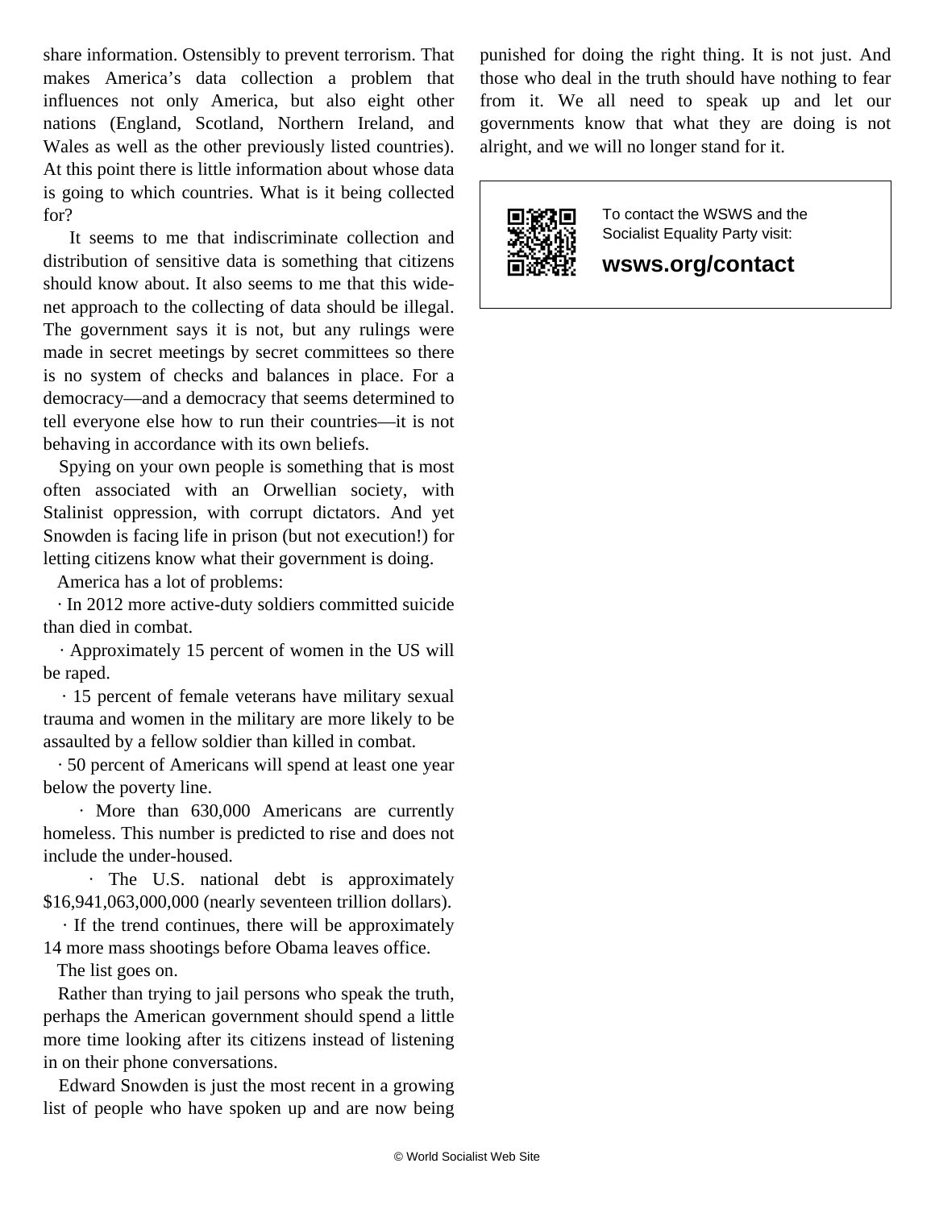share information. Ostensibly to prevent terrorism. That makes America's data collection a problem that influences not only America, but also eight other nations (England, Scotland, Northern Ireland, and Wales as well as the other previously listed countries). At this point there is little information about whose data is going to which countries. What is it being collected for?

It seems to me that indiscriminate collection and distribution of sensitive data is something that citizens should know about. It also seems to me that this wide-net approach to the collecting of data should be illegal. The government says it is not, but any rulings were made in secret meetings by secret committees so there is no system of checks and balances in place. For a democracy—and a democracy that seems determined to tell everyone else how to run their countries—it is not behaving in accordance with its own beliefs.

Spying on your own people is something that is most often associated with an Orwellian society, with Stalinist oppression, with corrupt dictators. And yet Snowden is facing life in prison (but not execution!) for letting citizens know what their government is doing.

America has a lot of problems:

· In 2012 more active-duty soldiers committed suicide than died in combat.

· Approximately 15 percent of women in the US will be raped.

· 15 percent of female veterans have military sexual trauma and women in the military are more likely to be assaulted by a fellow soldier than killed in combat.

· 50 percent of Americans will spend at least one year below the poverty line.

· More than 630,000 Americans are currently homeless. This number is predicted to rise and does not include the under-housed.

· The U.S. national debt is approximately \$16,941,063,000,000 (nearly seventeen trillion dollars).

· If the trend continues, there will be approximately 14 more mass shootings before Obama leaves office.

The list goes on.

Rather than trying to jail persons who speak the truth, perhaps the American government should spend a little more time looking after its citizens instead of listening in on their phone conversations.

Edward Snowden is just the most recent in a growing list of people who have spoken up and are now being punished for doing the right thing. It is not just. And those who deal in the truth should have nothing to fear from it. We all need to speak up and let our governments know that what they are doing is not alright, and we will no longer stand for it.

To contact the WSWS and the Socialist Equality Party visit:

**wsws.org/contact**